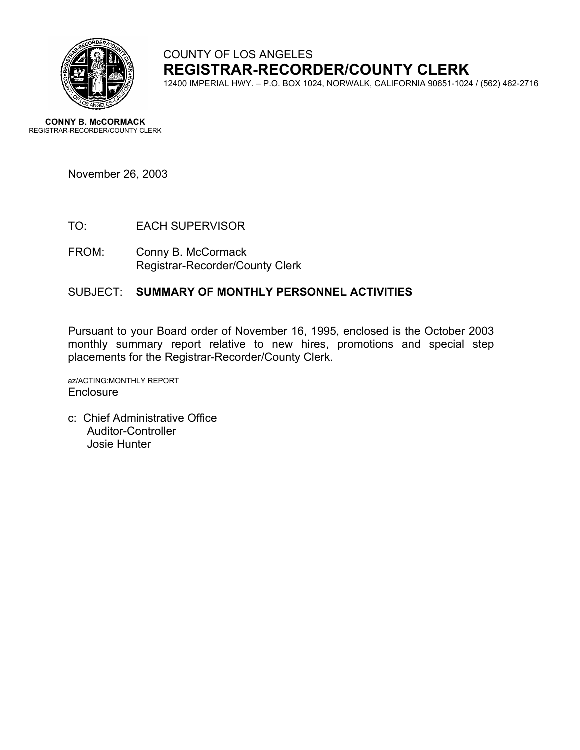COUNTY OF LOS ANGELES

# REGISTRAR-RECORDER/COUNTY CLERK

12400 IMPERIAL HWY. – P.O. BOX 1024, NORWALK, CALIFORNIA 90651-1024 / (562) 462-2716

**CONNY B. McCORMACK**
REGISTRAR-RECORDER/COUNTY CLERK

November 26, 2003

TO: EACH SUPERVISOR

FROM: Conny B. McCormack
Registrar-Recorder/County Clerk

SUBJECT: **SUMMARY OF MONTHLY PERSONNEL ACTIVITIES**

Pursuant to your Board order of November 16, 1995, enclosed is the October 2003 monthly summary report relative to new hires, promotions and special step placements for the Registrar-Recorder/County Clerk.

az/ACTING:MONTHLY REPORT
Enclosure

c: Chief Administrative Office
Auditor-Controller
Josie Hunter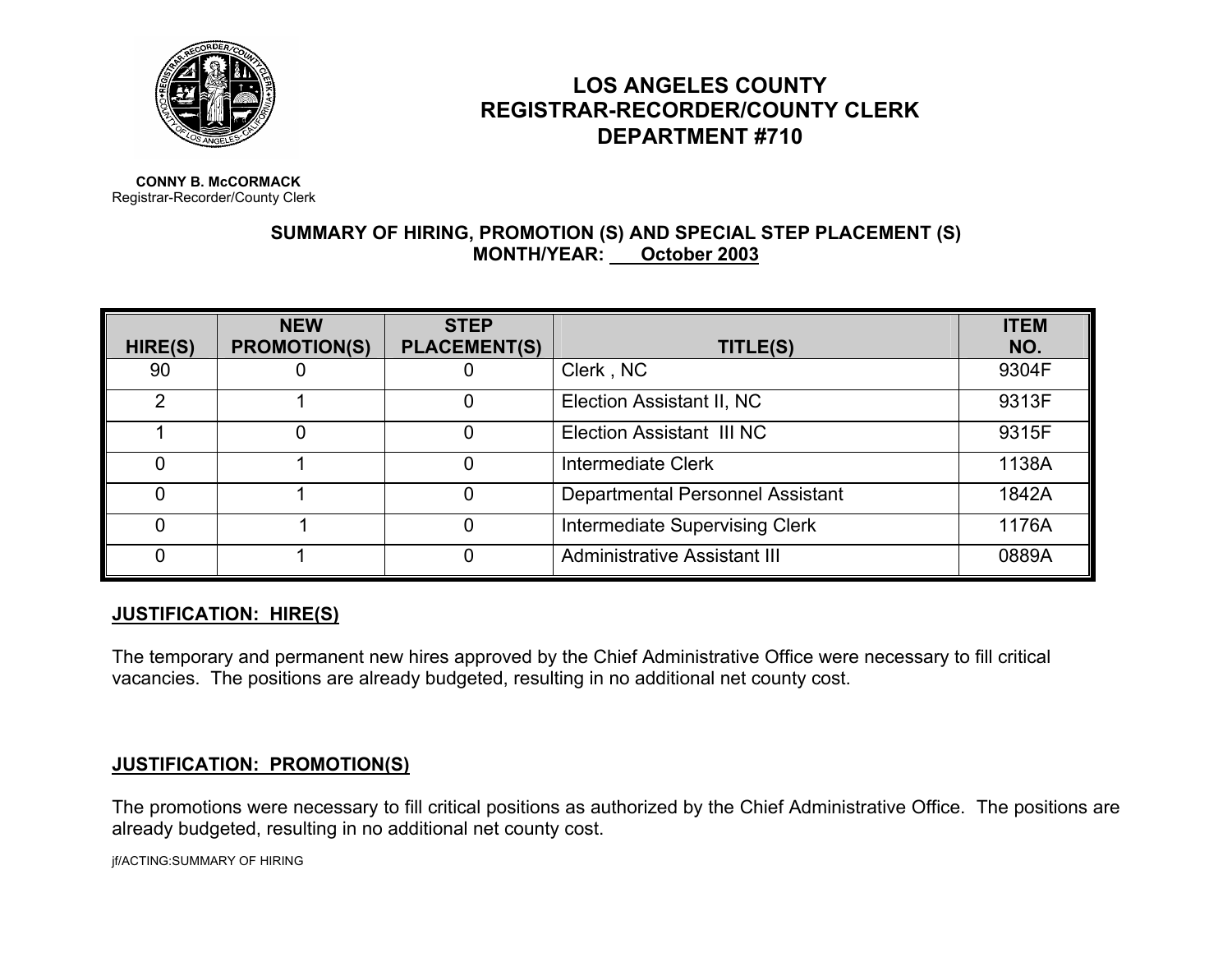# LOS ANGELES COUNTY
# REGISTRAR-RECORDER/COUNTY CLERK
# DEPARTMENT #710

**CONNY B. McCORMACK**
Registrar-Recorder/County Clerk

**SUMMARY OF HIRING, PROMOTION (S) AND SPECIAL STEP PLACEMENT (S)**
**MONTH/YEAR: October 2003**

| HIRE(S) | NEW PROMOTION(S) | STEP PLACEMENT(S) | TITLE(S) | ITEM NO. |
|---|---|---|---|---|
| 90 | 0 | 0 | Clerk , NC | 9304F |
| 2 | 1 | 0 | Election Assistant II, NC | 9313F |
| 1 | 0 | 0 | Election Assistant III NC | 9315F |
| 0 | 1 | 0 | Intermediate Clerk | 1138A |
| 0 | 1 | 0 | Departmental Personnel Assistant | 1842A |
| 0 | 1 | 0 | Intermediate Supervising Clerk | 1176A |
| 0 | 1 | 0 | Administrative Assistant III | 0889A |

**JUSTIFICATION: HIRE(S)**

The temporary and permanent new hires approved by the Chief Administrative Office were necessary to fill critical vacancies. The positions are already budgeted, resulting in no additional net county cost.

**JUSTIFICATION: PROMOTION(S)**

The promotions were necessary to fill critical positions as authorized by the Chief Administrative Office. The positions are already budgeted, resulting in no additional net county cost.

jf/ACTING:SUMMARY OF HIRING